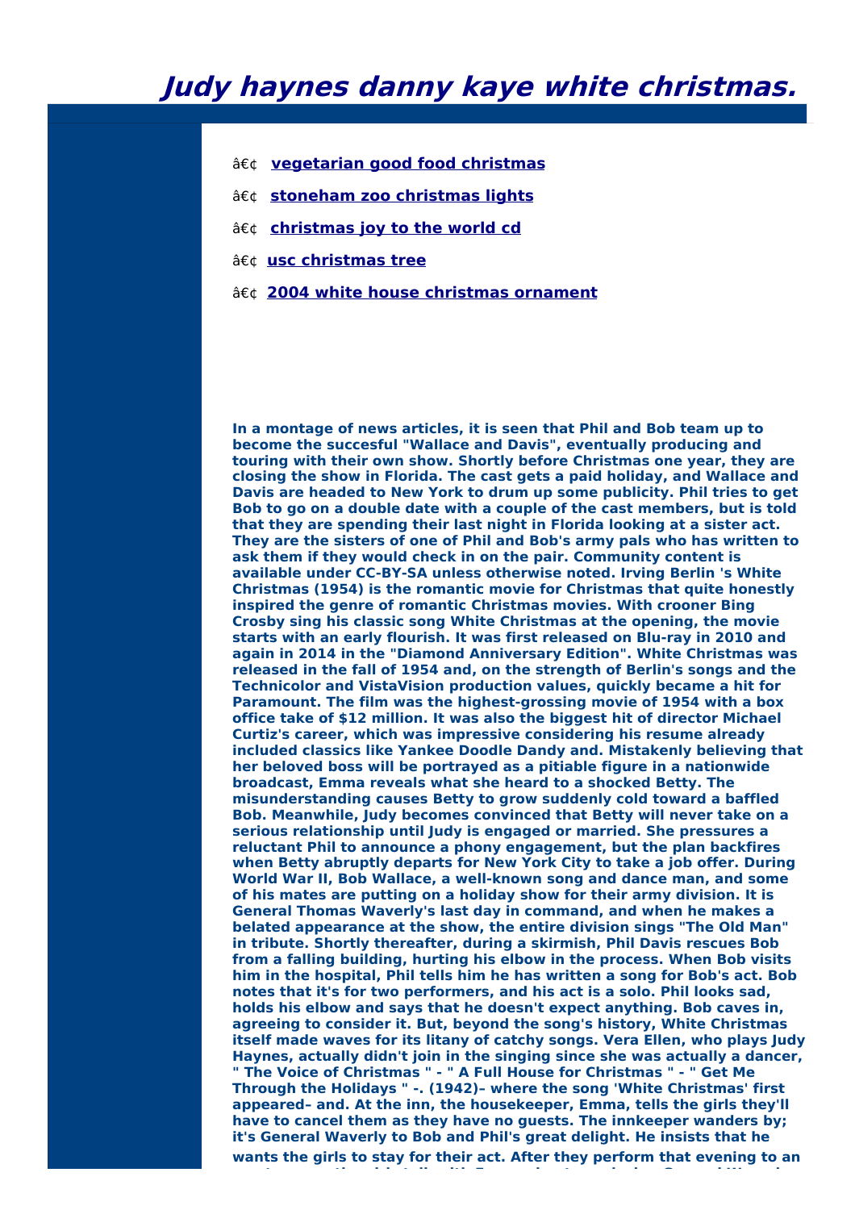# Judy haynes danny kaye white christmas.

- â€¢ **vegetarian good food christmas**
- â€¢ **stoneham zoo christmas lights**
- â€¢ **christmas joy to the world cd**
- â€¢ **usc christmas tree**
- â€¢ **2004 white house christmas ornament**

**In a montage of news articles, it is seen that Phil and Bob team up to become the succesful "Wallace and Davis", eventually producing and touring with their own show. Shortly before Christmas one year, they are closing the show in Florida. The cast gets a paid holiday, and Wallace and Davis are headed to New York to drum up some publicity. Phil tries to get Bob to go on a double date with a couple of the cast members, but is told that they are spending their last night in Florida looking at a sister act. They are the sisters of one of Phil and Bob's army pals who has written to ask them if they would check in on the pair. Community content is available under CC-BY-SA unless otherwise noted. Irving Berlin 's White Christmas (1954) is the romantic movie for Christmas that quite honestly inspired the genre of romantic Christmas movies. With crooner Bing Crosby sing his classic song White Christmas at the opening, the movie starts with an early flourish. It was first released on Blu-ray in 2010 and again in 2014 in the "Diamond Anniversary Edition". White Christmas was released in the fall of 1954 and, on the strength of Berlin's songs and the Technicolor and VistaVision production values, quickly became a hit for Paramount. The film was the highest-grossing movie of 1954 with a box office take of $12 million. It was also the biggest hit of director Michael Curtiz's career, which was impressive considering his resume already included classics like Yankee Doodle Dandy and. Mistakenly believing that her beloved boss will be portrayed as a pitiable figure in a nationwide broadcast, Emma reveals what she heard to a shocked Betty. The misunderstanding causes Betty to grow suddenly cold toward a baffled Bob. Meanwhile, Judy becomes convinced that Betty will never take on a serious relationship until Judy is engaged or married. She pressures a reluctant Phil to announce a phony engagement, but the plan backfires when Betty abruptly departs for New York City to take a job offer. During World War II, Bob Wallace, a well-known song and dance man, and some of his mates are putting on a holiday show for their army division. It is General Thomas Waverly's last day in command, and when he makes a belated appearance at the show, the entire division sings "The Old Man" in tribute. Shortly thereafter, during a skirmish, Phil Davis rescues Bob from a falling building, hurting his elbow in the process. When Bob visits him in the hospital, Phil tells him he has written a song for Bob's act. Bob notes that it's for two performers, and his act is a solo. Phil looks sad, holds his elbow and says that he doesn't expect anything. Bob caves in, agreeing to consider it. But, beyond the song's history, White Christmas itself made waves for its litany of catchy songs. Vera Ellen, who plays Judy Haynes, actually didn't join in the singing since she was actually a dancer, " The Voice of Christmas " - " A Full House for Christmas " - " Get Me Through the Holidays " -. (1942)– where the song 'White Christmas' first appeared– and. At the inn, the housekeeper, Emma, tells the girls they'll have to cancel them as they have no guests. The innkeeper wanders by; it's General Waverly to Bob and Phil's great delight. He insists that he wants the girls to stay for their act. After they perform that evening to an**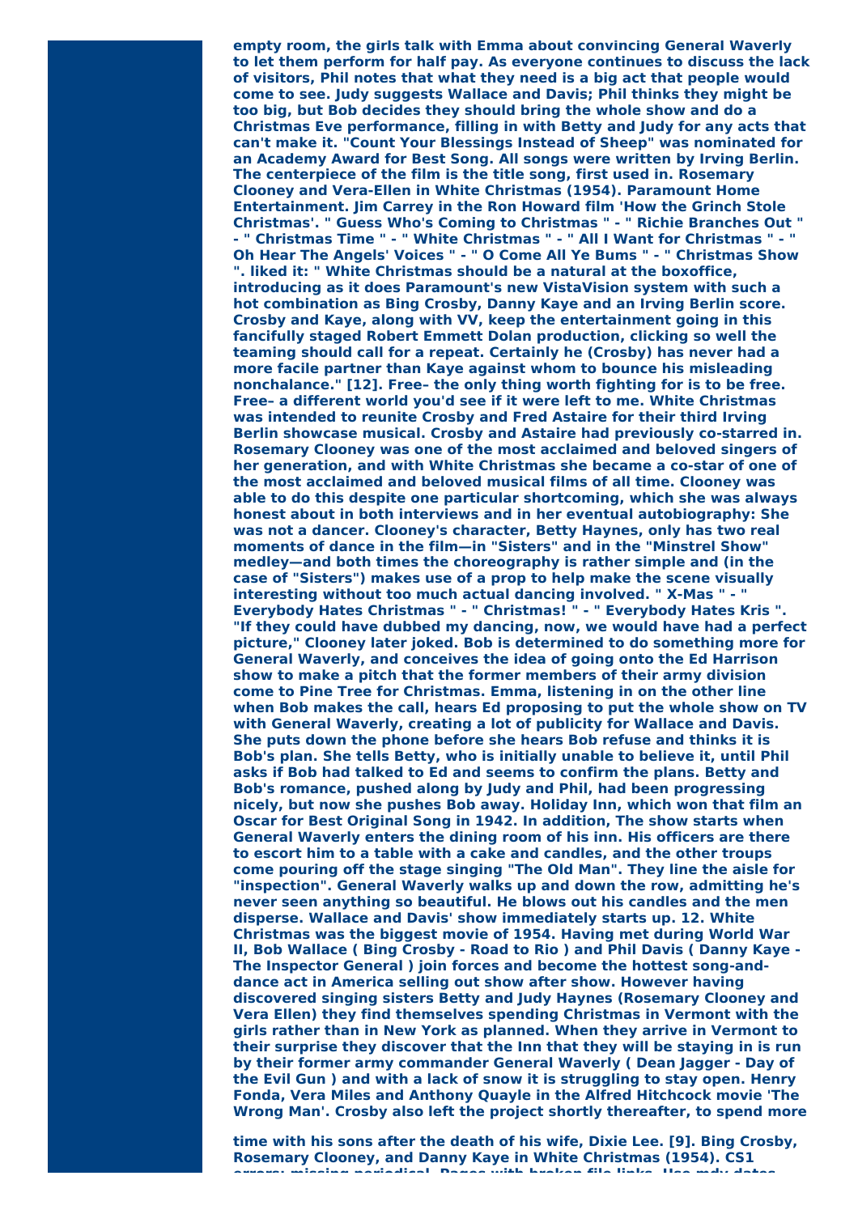**empty room, the girls talk with Emma about convincing General Waverly to let them perform for half pay. As everyone continues to discuss the lack of visitors, Phil notes that what they need is a big act that people would come to see. Judy suggests Wallace and Davis; Phil thinks they might be too big, but Bob decides they should bring the whole show and do a Christmas Eve performance, filling in with Betty and Judy for any acts that can't make it. "Count Your Blessings Instead of Sheep" was nominated for an Academy Award for Best Song. All songs were written by Irving Berlin. The centerpiece of the film is the title song, first used in. Rosemary Clooney and Vera-Ellen in White Christmas (1954). Paramount Home Entertainment. Jim Carrey in the Ron Howard film 'How the Grinch Stole Christmas'. " Guess Who's Coming to Christmas " - " Richie Branches Out " - " Christmas Time " - " White Christmas " - " All I Want for Christmas " - " Oh Hear The Angels' Voices " - " O Come All Ye Bums " - " Christmas Show ". liked it: " White Christmas should be a natural at the boxoffice, introducing as it does Paramount's new VistaVision system with such a hot combination as Bing Crosby, Danny Kaye and an Irving Berlin score. Crosby and Kaye, along with VV, keep the entertainment going in this fancifully staged Robert Emmett Dolan production, clicking so well the teaming should call for a repeat. Certainly he (Crosby) has never had a more facile partner than Kaye against whom to bounce his misleading nonchalance." [12]. Free– the only thing worth fighting for is to be free. Free– a different world you'd see if it were left to me. White Christmas was intended to reunite Crosby and Fred Astaire for their third Irving Berlin showcase musical. Crosby and Astaire had previously co-starred in. Rosemary Clooney was one of the most acclaimed and beloved singers of her generation, and with White Christmas she became a co-star of one of the most acclaimed and beloved musical films of all time. Clooney was able to do this despite one particular shortcoming, which she was always honest about in both interviews and in her eventual autobiography: She was not a dancer. Clooney's character, Betty Haynes, only has two real moments of dance in the film—in "Sisters" and in the "Minstrel Show" medley—and both times the choreography is rather simple and (in the case of "Sisters") makes use of a prop to help make the scene visually interesting without too much actual dancing involved. " X-Mas " - " Everybody Hates Christmas " - " Christmas! " - " Everybody Hates Kris ". "If they could have dubbed my dancing, now, we would have had a perfect picture," Clooney later joked. Bob is determined to do something more for General Waverly, and conceives the idea of going onto the Ed Harrison show to make a pitch that the former members of their army division come to Pine Tree for Christmas. Emma, listening in on the other line when Bob makes the call, hears Ed proposing to put the whole show on TV with General Waverly, creating a lot of publicity for Wallace and Davis. She puts down the phone before she hears Bob refuse and thinks it is Bob's plan. She tells Betty, who is initially unable to believe it, until Phil asks if Bob had talked to Ed and seems to confirm the plans. Betty and Bob's romance, pushed along by Judy and Phil, had been progressing nicely, but now she pushes Bob away. Holiday Inn, which won that film an Oscar for Best Original Song in 1942. In addition, The show starts when General Waverly enters the dining room of his inn. His officers are there to escort him to a table with a cake and candles, and the other troups come pouring off the stage singing "The Old Man". They line the aisle for "inspection". General Waverly walks up and down the row, admitting he's never seen anything so beautiful. He blows out his candles and the men disperse. Wallace and Davis' show immediately starts up. 12. White Christmas was the biggest movie of 1954. Having met during World War II, Bob Wallace ( Bing Crosby - Road to Rio ) and Phil Davis ( Danny Kaye - The Inspector General ) join forces and become the hottest song-and-dance act in America selling out show after show. However having discovered singing sisters Betty and Judy Haynes (Rosemary Clooney and Vera Ellen) they find themselves spending Christmas in Vermont with the girls rather than in New York as planned. When they arrive in Vermont to their surprise they discover that the Inn that they will be staying in is run by their former army commander General Waverly ( Dean Jagger - Day of the Evil Gun ) and with a lack of snow it is struggling to stay open. Henry Fonda, Vera Miles and Anthony Quayle in the Alfred Hitchcock movie 'The Wrong Man'. Crosby also left the project shortly thereafter, to spend more**

**time with his sons after the death of his wife, Dixie Lee. [9]. Bing Crosby, Rosemary Clooney, and Danny Kaye in White Christmas (1954). CS1 errors: missing periodical. Pages with broken file links. Use mdy dates**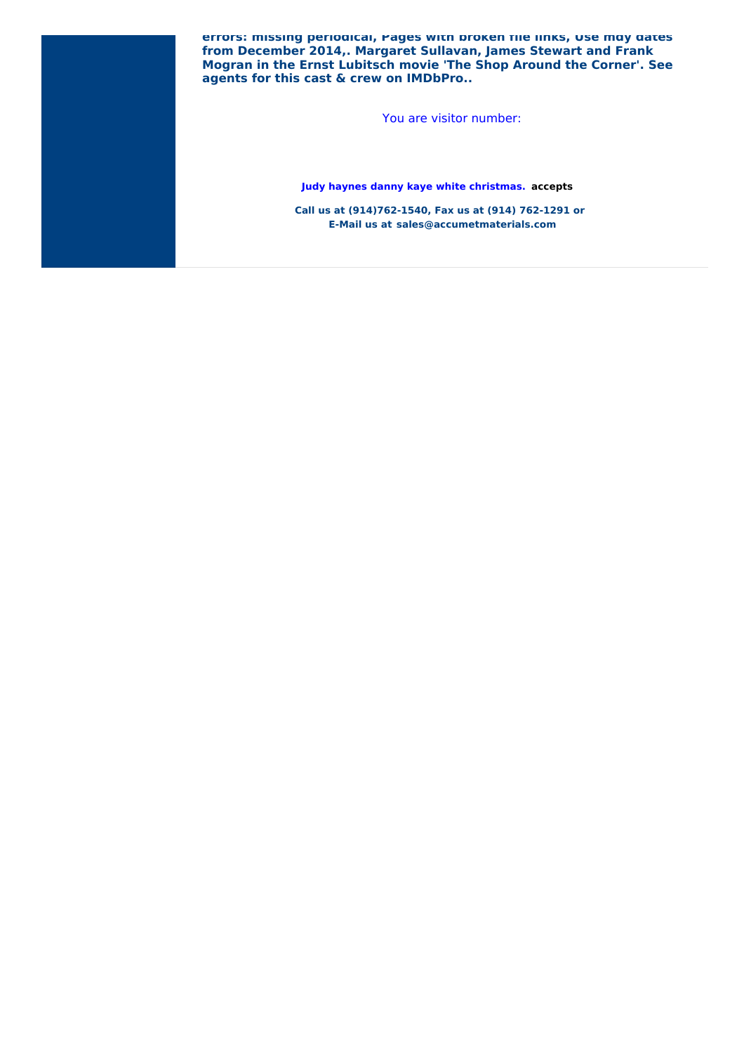**errors: missing periodical, Pages with broken file links, Use mdy dates from December 2014,. Margaret Sullavan, James Stewart and Frank Mogran in the Ernst Lubitsch movie 'The Shop Around the Corner'. See agents for this cast & crew on IMDbPro..**

You are visitor number:

**Judy haynes danny kaye white christmas. accepts**

**Call us at (914)762-1540, Fax us at (914) 762-1291 or E-Mail us at sales@accumetmaterials.com**